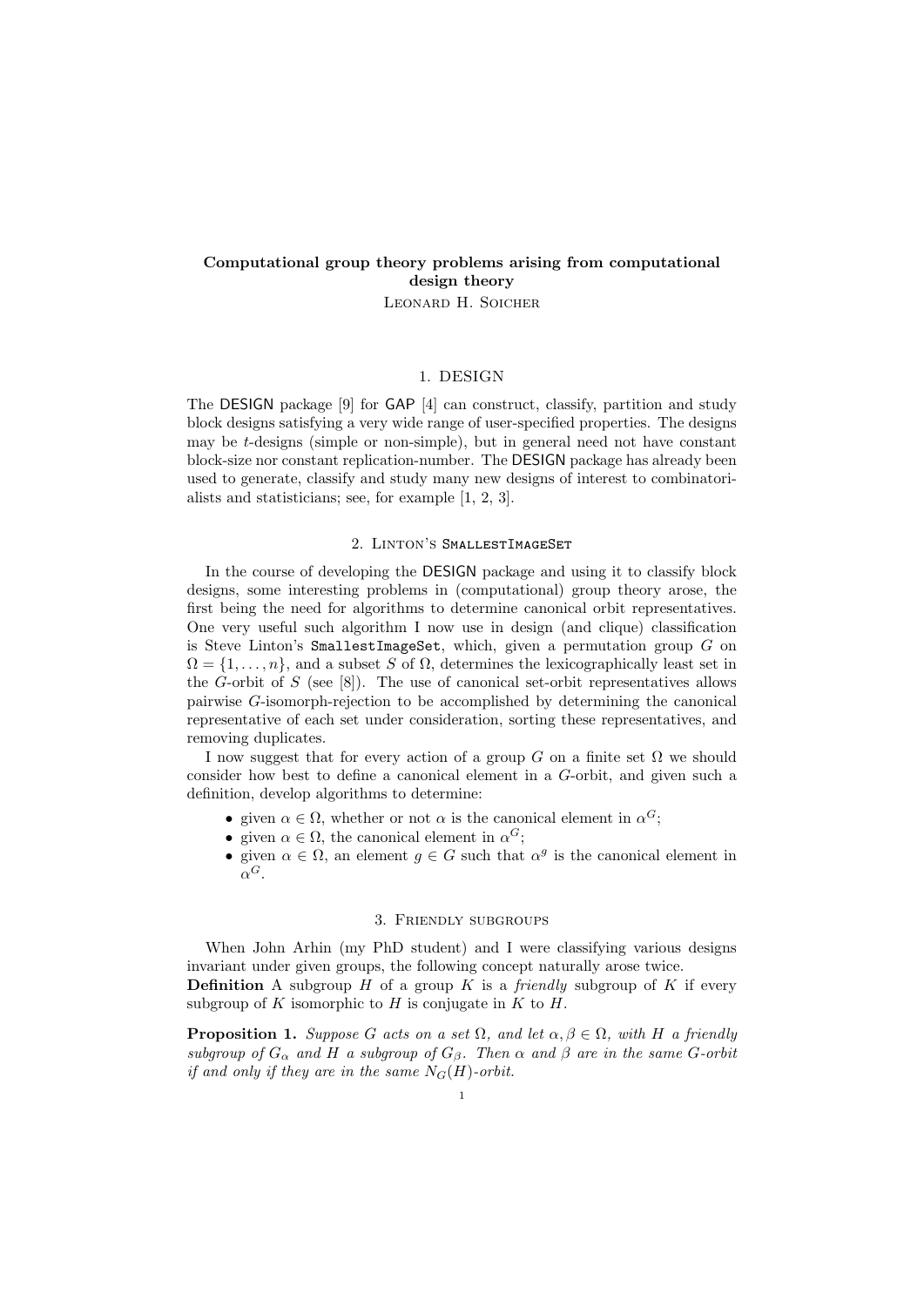# Computational group theory problems arising from computational design theory

LEONARD H. SOICHER

## 1. DESIGN

The DESIGN package [9] for GAP [4] can construct, classify, partition and study block designs satisfying a very wide range of user-specified properties. The designs may be $t$-designs (simple or non-simple), but in general need not have constant block-size nor constant replication-number. The DESIGN package has already been used to generate, classify and study many new designs of interest to combinatorialists and statisticians; see, for example [1, 2, 3].

## 2. Linton's SmallestImageSet

In the course of developing the DESIGN package and using it to classify block designs, some interesting problems in (computational) group theory arose, the first being the need for algorithms to determine canonical orbit representatives. One very useful such algorithm I now use in design (and clique) classification is Steve Linton's `SmallestImageSet`, which, given a permutation group $G$ on $\Omega = \{1, \ldots, n\}$, and a subset $S$ of $\Omega$, determines the lexicographically least set in the $G$-orbit of $S$ (see [8]). The use of canonical set-orbit representatives allows pairwise $G$-isomorph-rejection to be accomplished by determining the canonical representative of each set under consideration, sorting these representatives, and removing duplicates.

I now suggest that for every action of a group $G$ on a finite set $\Omega$ we should consider how best to define a canonical element in a $G$-orbit, and given such a definition, develop algorithms to determine:

- given $\alpha \in \Omega$, whether or not $\alpha$ is the canonical element in $\alpha^G$;
- given $\alpha \in \Omega$, the canonical element in $\alpha^G$;
- given $\alpha \in \Omega$, an element $g \in G$ such that $\alpha^g$ is the canonical element in $\alpha^G$.

## 3. Friendly subgroups

When John Arhin (my PhD student) and I were classifying various designs invariant under given groups, the following concept naturally arose twice.

**Definition** A subgroup $H$ of a group $K$ is a *friendly* subgroup of $K$ if every subgroup of $K$ isomorphic to $H$ is conjugate in $K$ to $H$.

**Proposition 1.** *Suppose $G$ acts on a set $\Omega$, and let $\alpha, \beta \in \Omega$, with $H$ a friendly subgroup of $G_\alpha$ and $H$ a subgroup of $G_\beta$. Then $\alpha$ and $\beta$ are in the same $G$-orbit if and only if they are in the same $N_G(H)$-orbit.*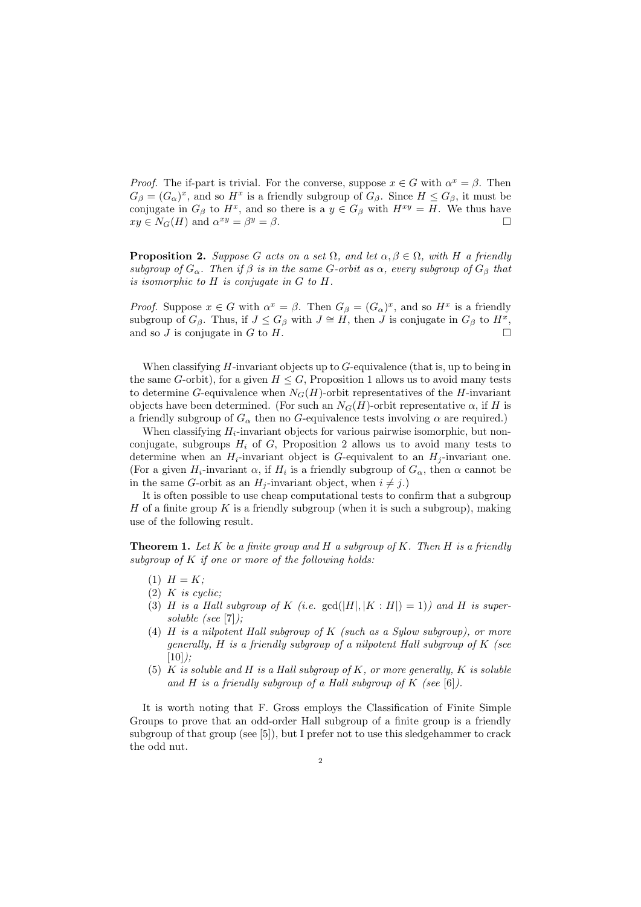*Proof.* The if-part is trivial. For the converse, suppose $x \in G$ with $\alpha^x = \beta$. Then $G_\beta = (G_\alpha)^x$, and so $H^x$ is a friendly subgroup of $G_\beta$. Since $H \leq G_\beta$, it must be conjugate in $G_\beta$ to $H^x$, and so there is a $y \in G_\beta$ with $H^{xy} = H$. We thus have $xy \in N_G(H)$ and $\alpha^{xy} = \beta^y = \beta$. □

**Proposition 2.** *Suppose $G$ acts on a set $\Omega$, and let $\alpha, \beta \in \Omega$, with $H$ a friendly subgroup of $G_\alpha$. Then if $\beta$ is in the same $G$-orbit as $\alpha$, every subgroup of $G_\beta$ that is isomorphic to $H$ is conjugate in $G$ to $H$.*

*Proof.* Suppose $x \in G$ with $\alpha^x = \beta$. Then $G_\beta = (G_\alpha)^x$, and so $H^x$ is a friendly subgroup of $G_\beta$. Thus, if $J \leq G_\beta$ with $J \cong H$, then $J$ is conjugate in $G_\beta$ to $H^x$, and so $J$ is conjugate in $G$ to $H$. □

When classifying $H$-invariant objects up to $G$-equivalence (that is, up to being in the same $G$-orbit), for a given $H \leq G$, Proposition 1 allows us to avoid many tests to determine $G$-equivalence when $N_G(H)$-orbit representatives of the $H$-invariant objects have been determined. (For such an $N_G(H)$-orbit representative $\alpha$, if $H$ is a friendly subgroup of $G_\alpha$ then no $G$-equivalence tests involving $\alpha$ are required.)

When classifying $H_i$-invariant objects for various pairwise isomorphic, but non-conjugate, subgroups $H_i$ of $G$, Proposition 2 allows us to avoid many tests to determine when an $H_i$-invariant object is $G$-equivalent to an $H_j$-invariant one. (For a given $H_i$-invariant $\alpha$, if $H_i$ is a friendly subgroup of $G_\alpha$, then $\alpha$ cannot be in the same $G$-orbit as an $H_j$-invariant object, when $i \neq j$.)

It is often possible to use cheap computational tests to confirm that a subgroup $H$ of a finite group $K$ is a friendly subgroup (when it is such a subgroup), making use of the following result.

**Theorem 1.** *Let $K$ be a finite group and $H$ a subgroup of $K$. Then $H$ is a friendly subgroup of $K$ if one or more of the following holds:*

1. *$H = K$;*
2. *$K$ is cyclic;*
3. *$H$ is a Hall subgroup of $K$ (i.e. $\gcd(|H|, |K : H|) = 1$) and $H$ is supersoluble (see [7]);*
4. *$H$ is a nilpotent Hall subgroup of $K$ (such as a Sylow subgroup), or more generally, $H$ is a friendly subgroup of a nilpotent Hall subgroup of $K$ (see [10]);*
5. *$K$ is soluble and $H$ is a Hall subgroup of $K$, or more generally, $K$ is soluble and $H$ is a friendly subgroup of a Hall subgroup of $K$ (see [6]).*

It is worth noting that F. Gross employs the Classification of Finite Simple Groups to prove that an odd-order Hall subgroup of a finite group is a friendly subgroup of that group (see [5]), but I prefer not to use this sledgehammer to crack the odd nut.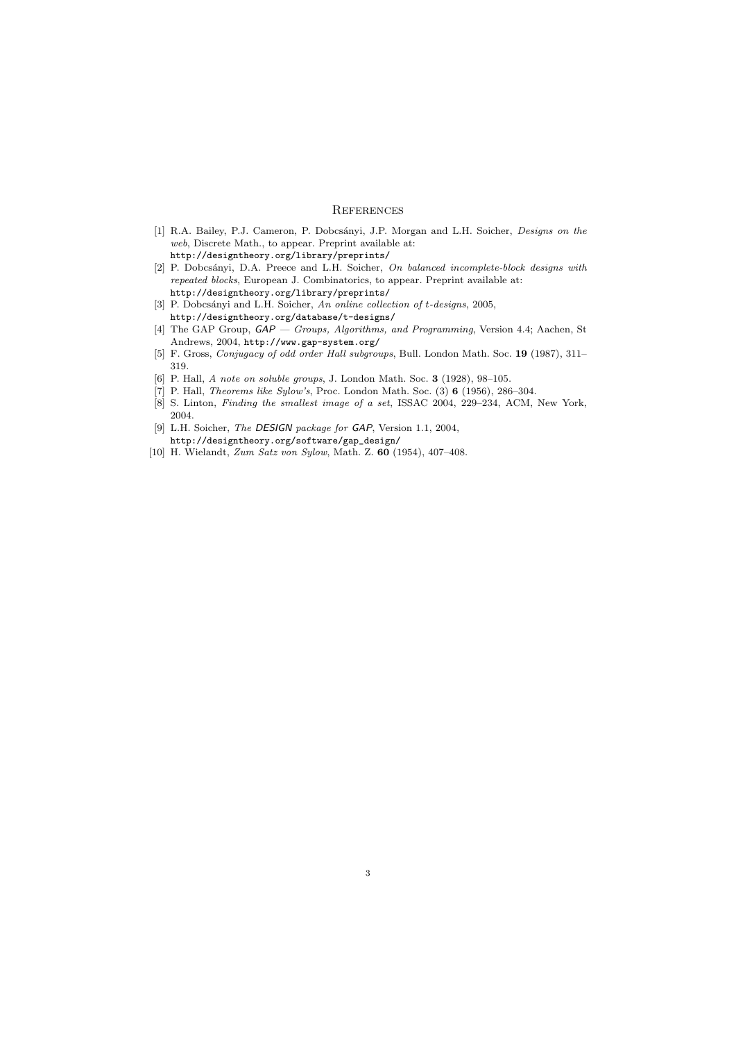## References

[1] R.A. Bailey, P.J. Cameron, P. Dobcsányi, J.P. Morgan and L.H. Soicher, *Designs on the web*, Discrete Math., to appear. Preprint available at: `http://designtheory.org/library/preprints/`

[2] P. Dobcsányi, D.A. Preece and L.H. Soicher, *On balanced incomplete-block designs with repeated blocks*, European J. Combinatorics, to appear. Preprint available at: `http://designtheory.org/library/preprints/`

[3] P. Dobcsányi and L.H. Soicher, *An online collection of t-designs*, 2005, `http://designtheory.org/database/t-designs/`

[4] The GAP Group, *GAP — Groups, Algorithms, and Programming*, Version 4.4; Aachen, St Andrews, 2004, `http://www.gap-system.org/`

[5] F. Gross, *Conjugacy of odd order Hall subgroups*, Bull. London Math. Soc. **19** (1987), 311–319.

[6] P. Hall, *A note on soluble groups*, J. London Math. Soc. **3** (1928), 98–105.

[7] P. Hall, *Theorems like Sylow's*, Proc. London Math. Soc. (3) **6** (1956), 286–304.

[8] S. Linton, *Finding the smallest image of a set*, ISSAC 2004, 229–234, ACM, New York, 2004.

[9] L.H. Soicher, *The DESIGN package for GAP*, Version 1.1, 2004, `http://designtheory.org/software/gap_design/`

[10] H. Wielandt, *Zum Satz von Sylow*, Math. Z. **60** (1954), 407–408.